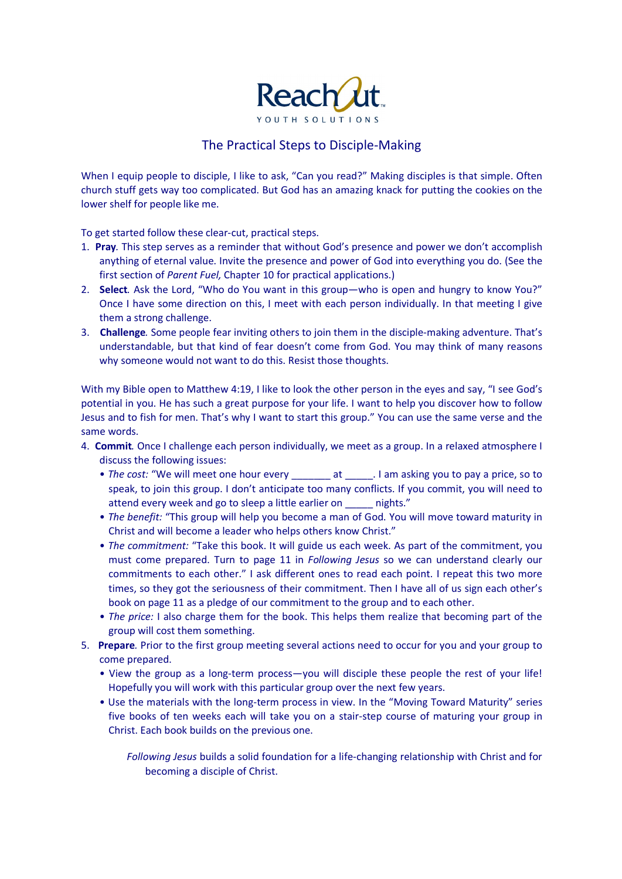ReachOut™
YOUTH SOLUTIONS

# The Practical Steps to Disciple-Making

When I equip people to disciple, I like to ask, "Can you read?" Making disciples is that simple. Often church stuff gets way too complicated. But God has an amazing knack for putting the cookies on the lower shelf for people like me.

To get started follow these clear-cut, practical steps.

1. **Pray**. This step serves as a reminder that without God's presence and power we don't accomplish anything of eternal value. Invite the presence and power of God into everything you do. (See the first section of *Parent Fuel,* Chapter 10 for practical applications.)
2. **Select**. Ask the Lord, "Who do You want in this group—who is open and hungry to know You?" Once I have some direction on this, I meet with each person individually. In that meeting I give them a strong challenge.
3. **Challenge**. Some people fear inviting others to join them in the disciple-making adventure. That's understandable, but that kind of fear doesn't come from God. You may think of many reasons why someone would not want to do this. Resist those thoughts.

With my Bible open to Matthew 4:19, I like to look the other person in the eyes and say, "I see God's potential in you. He has such a great purpose for your life. I want to help you discover how to follow Jesus and to fish for men. That's why I want to start this group." You can use the same verse and the same words.

4. **Commit**. Once I challenge each person individually, we meet as a group. In a relaxed atmosphere I discuss the following issues:
   - *The cost:* "We will meet one hour every _______ at _____. I am asking you to pay a price, so to speak, to join this group. I don't anticipate too many conflicts. If you commit, you will need to attend every week and go to sleep a little earlier on _____ nights."
   - *The benefit:* "This group will help you become a man of God. You will move toward maturity in Christ and will become a leader who helps others know Christ."
   - *The commitment:* "Take this book. It will guide us each week. As part of the commitment, you must come prepared. Turn to page 11 in *Following Jesus* so we can understand clearly our commitments to each other." I ask different ones to read each point. I repeat this two more times, so they got the seriousness of their commitment. Then I have all of us sign each other's book on page 11 as a pledge of our commitment to the group and to each other.
   - *The price:* I also charge them for the book. This helps them realize that becoming part of the group will cost them something.
5. **Prepare**. Prior to the first group meeting several actions need to occur for you and your group to come prepared.
   - View the group as a long-term process—you will disciple these people the rest of your life! Hopefully you will work with this particular group over the next few years.
   - Use the materials with the long-term process in view. In the "Moving Toward Maturity" series five books of ten weeks each will take you on a stair-step course of maturing your group in Christ. Each book builds on the previous one.

     *Following Jesus* builds a solid foundation for a life-changing relationship with Christ and for becoming a disciple of Christ.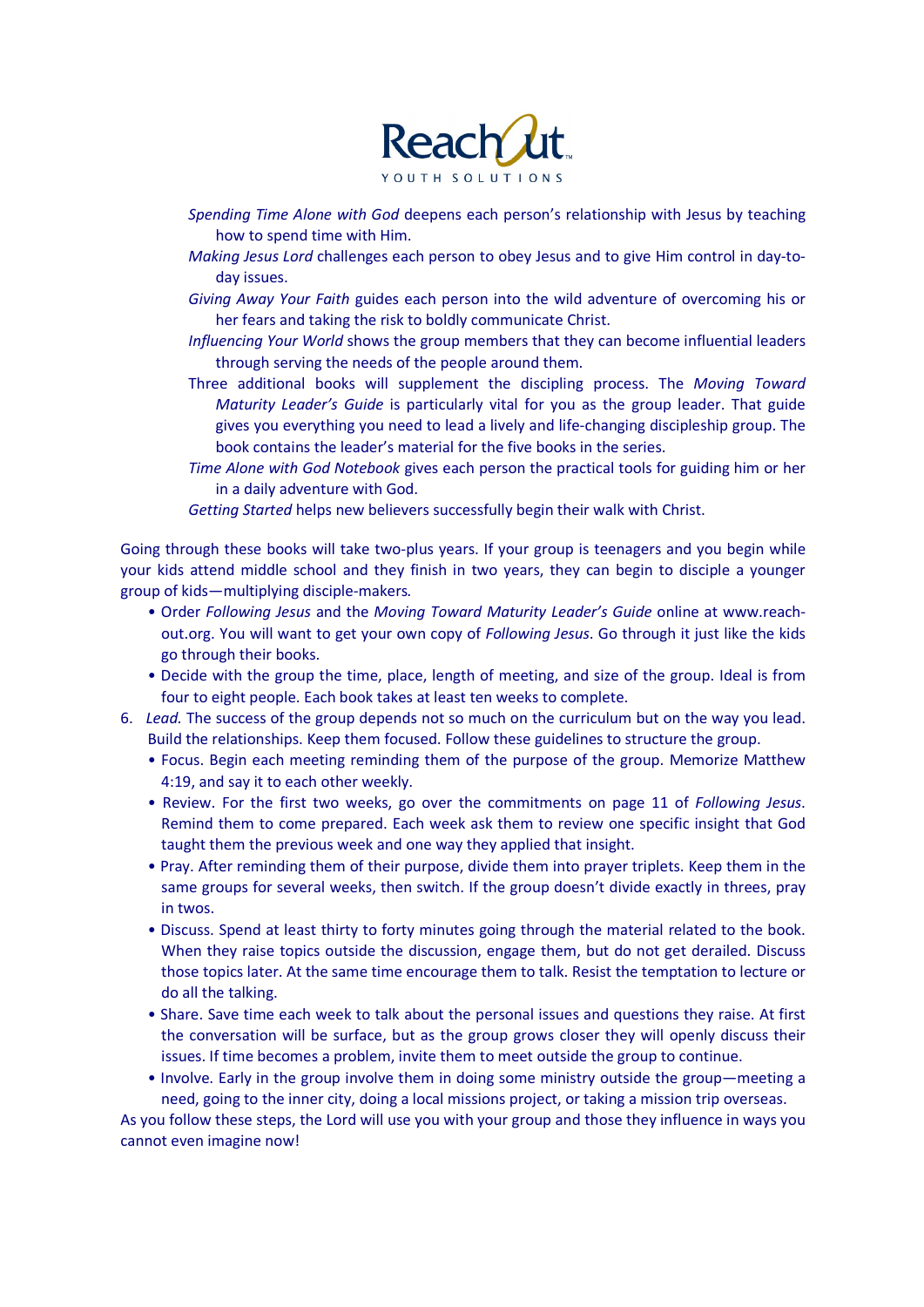*Spending Time Alone with God* deepens each person's relationship with Jesus by teaching how to spend time with Him.

*Making Jesus Lord* challenges each person to obey Jesus and to give Him control in day-to-day issues.

*Giving Away Your Faith* guides each person into the wild adventure of overcoming his or her fears and taking the risk to boldly communicate Christ.

*Influencing Your World* shows the group members that they can become influential leaders through serving the needs of the people around them.

Three additional books will supplement the discipling process. The *Moving Toward Maturity Leader's Guide* is particularly vital for you as the group leader. That guide gives you everything you need to lead a lively and life-changing discipleship group. The book contains the leader's material for the five books in the series.

*Time Alone with God Notebook* gives each person the practical tools for guiding him or her in a daily adventure with God.

*Getting Started* helps new believers successfully begin their walk with Christ.

Going through these books will take two-plus years. If your group is teenagers and you begin while your kids attend middle school and they finish in two years, they can begin to disciple a younger group of kids—multiplying disciple-makers.

- Order *Following Jesus* and the *Moving Toward Maturity Leader's Guide* online at www.reach-out.org. You will want to get your own copy of *Following Jesus*. Go through it just like the kids go through their books.
- Decide with the group the time, place, length of meeting, and size of the group. Ideal is from four to eight people. Each book takes at least ten weeks to complete.

6. *Lead.* The success of the group depends not so much on the curriculum but on the way you lead. Build the relationships. Keep them focused. Follow these guidelines to structure the group.
   - Focus. Begin each meeting reminding them of the purpose of the group. Memorize Matthew 4:19, and say it to each other weekly.
   - Review. For the first two weeks, go over the commitments on page 11 of *Following Jesus*. Remind them to come prepared. Each week ask them to review one specific insight that God taught them the previous week and one way they applied that insight.
   - Pray. After reminding them of their purpose, divide them into prayer triplets. Keep them in the same groups for several weeks, then switch. If the group doesn't divide exactly in threes, pray in twos.
   - Discuss. Spend at least thirty to forty minutes going through the material related to the book. When they raise topics outside the discussion, engage them, but do not get derailed. Discuss those topics later. At the same time encourage them to talk. Resist the temptation to lecture or do all the talking.
   - Share. Save time each week to talk about the personal issues and questions they raise. At first the conversation will be surface, but as the group grows closer they will openly discuss their issues. If time becomes a problem, invite them to meet outside the group to continue.
   - Involve. Early in the group involve them in doing some ministry outside the group—meeting a need, going to the inner city, doing a local missions project, or taking a mission trip overseas.

As you follow these steps, the Lord will use you with your group and those they influence in ways you cannot even imagine now!